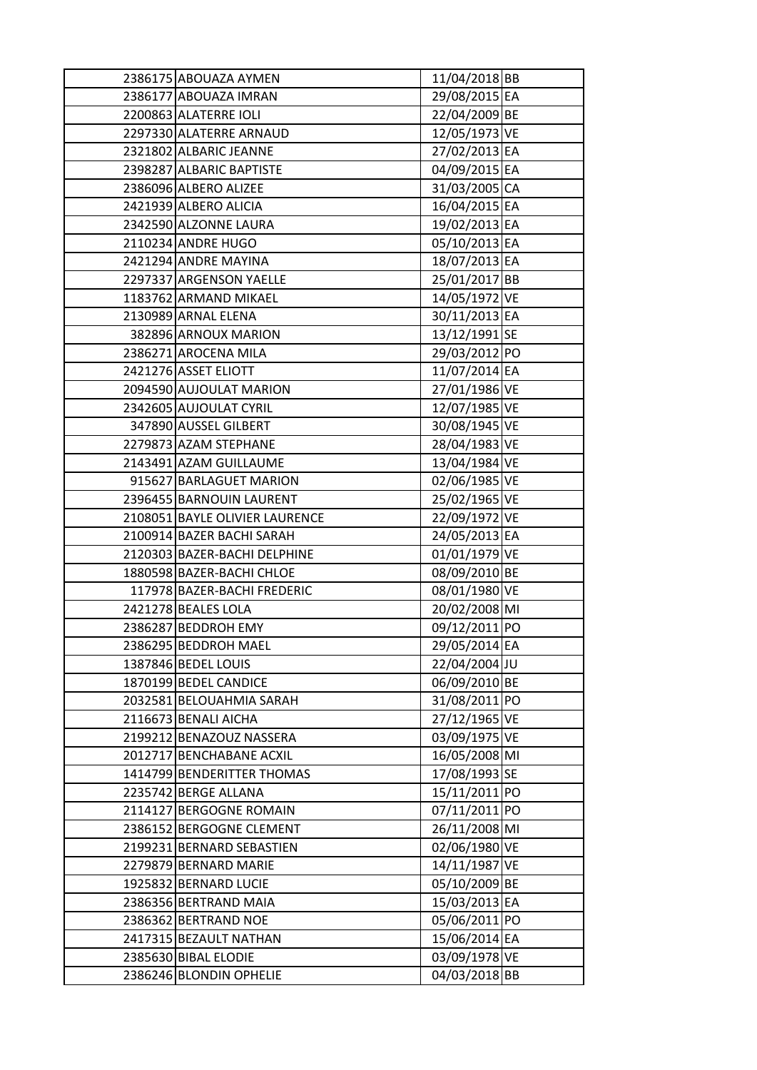| | | | |
|---|---|---|---|
| 2386175 | ABOUAZA AYMEN | 11/04/2018 | BB |
| 2386177 | ABOUAZA IMRAN | 29/08/2015 | EA |
| 2200863 | ALATERRE IOLI | 22/04/2009 | BE |
| 2297330 | ALATERRE ARNAUD | 12/05/1973 | VE |
| 2321802 | ALBARIC JEANNE | 27/02/2013 | EA |
| 2398287 | ALBARIC BAPTISTE | 04/09/2015 | EA |
| 2386096 | ALBERO ALIZEE | 31/03/2005 | CA |
| 2421939 | ALBERO ALICIA | 16/04/2015 | EA |
| 2342590 | ALZONNE LAURA | 19/02/2013 | EA |
| 2110234 | ANDRE HUGO | 05/10/2013 | EA |
| 2421294 | ANDRE MAYINA | 18/07/2013 | EA |
| 2297337 | ARGENSON YAELLE | 25/01/2017 | BB |
| 1183762 | ARMAND MIKAEL | 14/05/1972 | VE |
| 2130989 | ARNAL ELENA | 30/11/2013 | EA |
| 382896 | ARNOUX MARION | 13/12/1991 | SE |
| 2386271 | AROCENA MILA | 29/03/2012 | PO |
| 2421276 | ASSET ELIOTT | 11/07/2014 | EA |
| 2094590 | AUJOULAT MARION | 27/01/1986 | VE |
| 2342605 | AUJOULAT CYRIL | 12/07/1985 | VE |
| 347890 | AUSSEL GILBERT | 30/08/1945 | VE |
| 2279873 | AZAM STEPHANE | 28/04/1983 | VE |
| 2143491 | AZAM GUILLAUME | 13/04/1984 | VE |
| 915627 | BARLAGUET MARION | 02/06/1985 | VE |
| 2396455 | BARNOUIN LAURENT | 25/02/1965 | VE |
| 2108051 | BAYLE OLIVIER LAURENCE | 22/09/1972 | VE |
| 2100914 | BAZER BACHI SARAH | 24/05/2013 | EA |
| 2120303 | BAZER-BACHI DELPHINE | 01/01/1979 | VE |
| 1880598 | BAZER-BACHI CHLOE | 08/09/2010 | BE |
| 117978 | BAZER-BACHI FREDERIC | 08/01/1980 | VE |
| 2421278 | BEALES LOLA | 20/02/2008 | MI |
| 2386287 | BEDDROH EMY | 09/12/2011 | PO |
| 2386295 | BEDDROH MAEL | 29/05/2014 | EA |
| 1387846 | BEDEL LOUIS | 22/04/2004 | JU |
| 1870199 | BEDEL CANDICE | 06/09/2010 | BE |
| 2032581 | BELOUAHMIA SARAH | 31/08/2011 | PO |
| 2116673 | BENALI AICHA | 27/12/1965 | VE |
| 2199212 | BENAZOUZ NASSERA | 03/09/1975 | VE |
| 2012717 | BENCHABANE ACXIL | 16/05/2008 | MI |
| 1414799 | BENDERITTER THOMAS | 17/08/1993 | SE |
| 2235742 | BERGE ALLANA | 15/11/2011 | PO |
| 2114127 | BERGOGNE ROMAIN | 07/11/2011 | PO |
| 2386152 | BERGOGNE CLEMENT | 26/11/2008 | MI |
| 2199231 | BERNARD SEBASTIEN | 02/06/1980 | VE |
| 2279879 | BERNARD MARIE | 14/11/1987 | VE |
| 1925832 | BERNARD LUCIE | 05/10/2009 | BE |
| 2386356 | BERTRAND MAIA | 15/03/2013 | EA |
| 2386362 | BERTRAND NOE | 05/06/2011 | PO |
| 2417315 | BEZAULT NATHAN | 15/06/2014 | EA |
| 2385630 | BIBAL ELODIE | 03/09/1978 | VE |
| 2386246 | BLONDIN OPHELIE | 04/03/2018 | BB |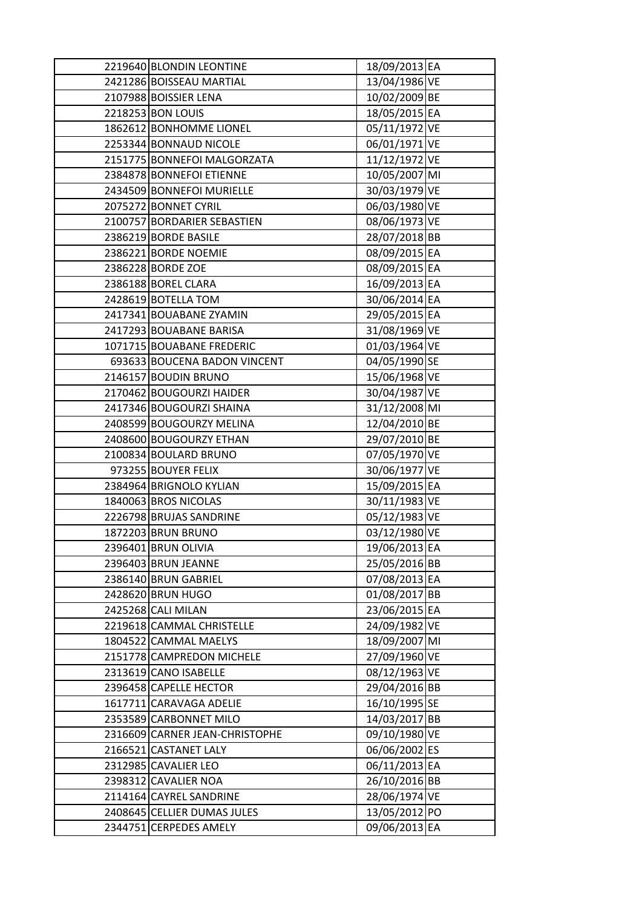| | | | |
|---|---|---|---|
| 2219640 | BLONDIN LEONTINE | 18/09/2013 | EA |
| 2421286 | BOISSEAU MARTIAL | 13/04/1986 | VE |
| 2107988 | BOISSIER LENA | 10/02/2009 | BE |
| 2218253 | BON LOUIS | 18/05/2015 | EA |
| 1862612 | BONHOMME LIONEL | 05/11/1972 | VE |
| 2253344 | BONNAUD NICOLE | 06/01/1971 | VE |
| 2151775 | BONNEFOI MALGORZATA | 11/12/1972 | VE |
| 2384878 | BONNEFOI ETIENNE | 10/05/2007 | MI |
| 2434509 | BONNEFOI MURIELLE | 30/03/1979 | VE |
| 2075272 | BONNET CYRIL | 06/03/1980 | VE |
| 2100757 | BORDARIER SEBASTIEN | 08/06/1973 | VE |
| 2386219 | BORDE BASILE | 28/07/2018 | BB |
| 2386221 | BORDE NOEMIE | 08/09/2015 | EA |
| 2386228 | BORDE ZOE | 08/09/2015 | EA |
| 2386188 | BOREL CLARA | 16/09/2013 | EA |
| 2428619 | BOTELLA TOM | 30/06/2014 | EA |
| 2417341 | BOUABANE ZYAMIN | 29/05/2015 | EA |
| 2417293 | BOUABANE BARISA | 31/08/1969 | VE |
| 1071715 | BOUABANE FREDERIC | 01/03/1964 | VE |
| 693633 | BOUCENA BADON VINCENT | 04/05/1990 | SE |
| 2146157 | BOUDIN BRUNO | 15/06/1968 | VE |
| 2170462 | BOUGOURZI HAIDER | 30/04/1987 | VE |
| 2417346 | BOUGOURZI SHAINA | 31/12/2008 | MI |
| 2408599 | BOUGOURZY MELINA | 12/04/2010 | BE |
| 2408600 | BOUGOURZY ETHAN | 29/07/2010 | BE |
| 2100834 | BOULARD BRUNO | 07/05/1970 | VE |
| 973255 | BOUYER FELIX | 30/06/1977 | VE |
| 2384964 | BRIGNOLO KYLIAN | 15/09/2015 | EA |
| 1840063 | BROS NICOLAS | 30/11/1983 | VE |
| 2226798 | BRUJAS SANDRINE | 05/12/1983 | VE |
| 1872203 | BRUN BRUNO | 03/12/1980 | VE |
| 2396401 | BRUN OLIVIA | 19/06/2013 | EA |
| 2396403 | BRUN JEANNE | 25/05/2016 | BB |
| 2386140 | BRUN GABRIEL | 07/08/2013 | EA |
| 2428620 | BRUN HUGO | 01/08/2017 | BB |
| 2425268 | CALI MILAN | 23/06/2015 | EA |
| 2219618 | CAMMAL CHRISTELLE | 24/09/1982 | VE |
| 1804522 | CAMMAL MAELYS | 18/09/2007 | MI |
| 2151778 | CAMPREDON MICHELE | 27/09/1960 | VE |
| 2313619 | CANO ISABELLE | 08/12/1963 | VE |
| 2396458 | CAPELLE HECTOR | 29/04/2016 | BB |
| 1617711 | CARAVAGA ADELIE | 16/10/1995 | SE |
| 2353589 | CARBONNET MILO | 14/03/2017 | BB |
| 2316609 | CARNER JEAN-CHRISTOPHE | 09/10/1980 | VE |
| 2166521 | CASTANET LALY | 06/06/2002 | ES |
| 2312985 | CAVALIER LEO | 06/11/2013 | EA |
| 2398312 | CAVALIER NOA | 26/10/2016 | BB |
| 2114164 | CAYREL SANDRINE | 28/06/1974 | VE |
| 2408645 | CELLIER DUMAS JULES | 13/05/2012 | PO |
| 2344751 | CERPEDES AMELY | 09/06/2013 | EA |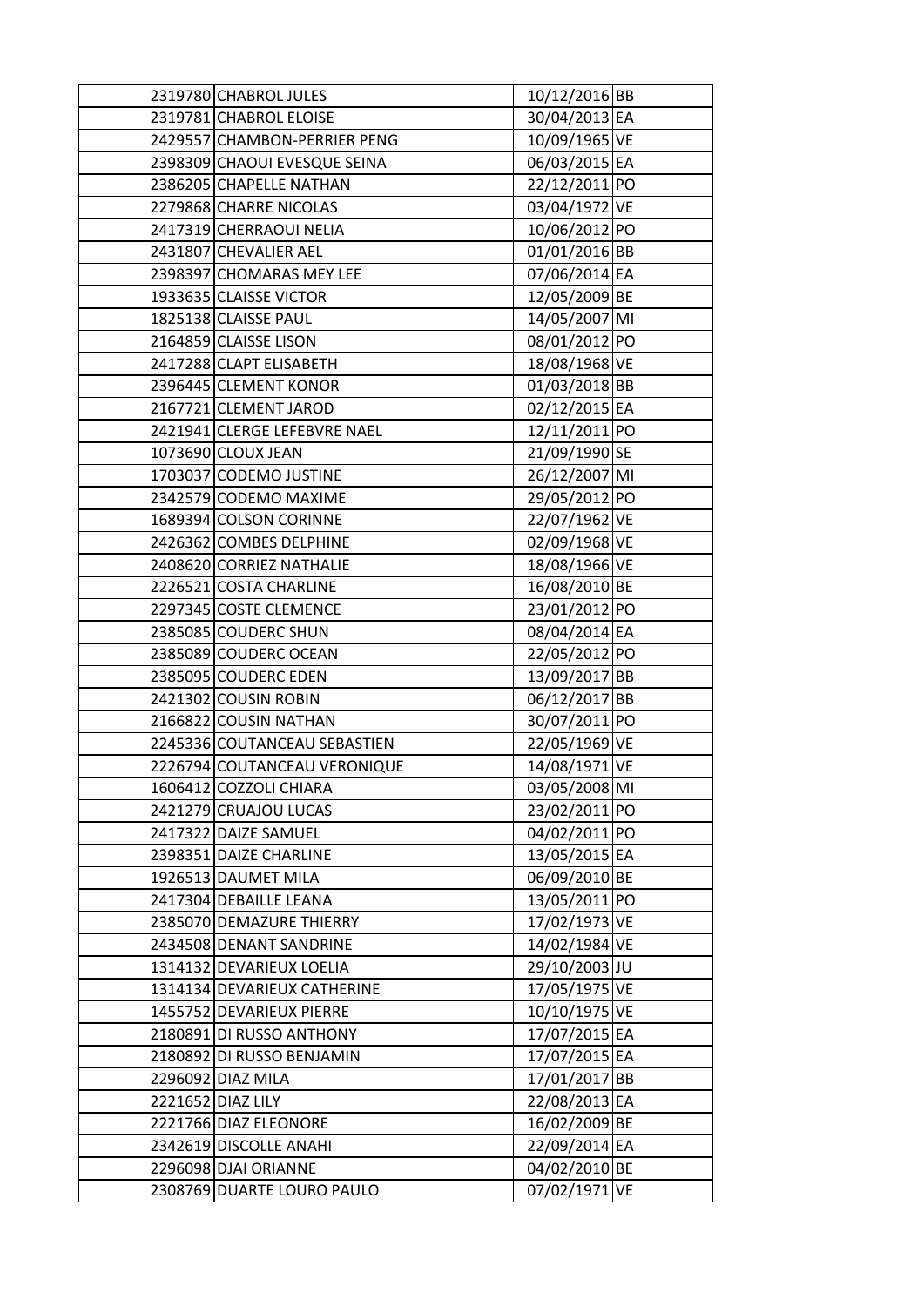| | | | |
|---|---|---|---|
| 2319780 | CHABROL JULES | 10/12/2016 | BB |
| 2319781 | CHABROL ELOISE | 30/04/2013 | EA |
| 2429557 | CHAMBON-PERRIER PENG | 10/09/1965 | VE |
| 2398309 | CHAOUI EVESQUE SEINA | 06/03/2015 | EA |
| 2386205 | CHAPELLE NATHAN | 22/12/2011 | PO |
| 2279868 | CHARRE NICOLAS | 03/04/1972 | VE |
| 2417319 | CHERRAOUI NELIA | 10/06/2012 | PO |
| 2431807 | CHEVALIER AEL | 01/01/2016 | BB |
| 2398397 | CHOMARAS MEY LEE | 07/06/2014 | EA |
| 1933635 | CLAISSE VICTOR | 12/05/2009 | BE |
| 1825138 | CLAISSE PAUL | 14/05/2007 | MI |
| 2164859 | CLAISSE LISON | 08/01/2012 | PO |
| 2417288 | CLAPT ELISABETH | 18/08/1968 | VE |
| 2396445 | CLEMENT KONOR | 01/03/2018 | BB |
| 2167721 | CLEMENT JAROD | 02/12/2015 | EA |
| 2421941 | CLERGE LEFEBVRE NAEL | 12/11/2011 | PO |
| 1073690 | CLOUX JEAN | 21/09/1990 | SE |
| 1703037 | CODEMO JUSTINE | 26/12/2007 | MI |
| 2342579 | CODEMO MAXIME | 29/05/2012 | PO |
| 1689394 | COLSON CORINNE | 22/07/1962 | VE |
| 2426362 | COMBES DELPHINE | 02/09/1968 | VE |
| 2408620 | CORRIEZ NATHALIE | 18/08/1966 | VE |
| 2226521 | COSTA CHARLINE | 16/08/2010 | BE |
| 2297345 | COSTE CLEMENCE | 23/01/2012 | PO |
| 2385085 | COUDERC SHUN | 08/04/2014 | EA |
| 2385089 | COUDERC OCEAN | 22/05/2012 | PO |
| 2385095 | COUDERC EDEN | 13/09/2017 | BB |
| 2421302 | COUSIN ROBIN | 06/12/2017 | BB |
| 2166822 | COUSIN NATHAN | 30/07/2011 | PO |
| 2245336 | COUTANCEAU SEBASTIEN | 22/05/1969 | VE |
| 2226794 | COUTANCEAU VERONIQUE | 14/08/1971 | VE |
| 1606412 | COZZOLI CHIARA | 03/05/2008 | MI |
| 2421279 | CRUAJOU LUCAS | 23/02/2011 | PO |
| 2417322 | DAIZE SAMUEL | 04/02/2011 | PO |
| 2398351 | DAIZE CHARLINE | 13/05/2015 | EA |
| 1926513 | DAUMET MILA | 06/09/2010 | BE |
| 2417304 | DEBAILLE LEANA | 13/05/2011 | PO |
| 2385070 | DEMAZURE THIERRY | 17/02/1973 | VE |
| 2434508 | DENANT SANDRINE | 14/02/1984 | VE |
| 1314132 | DEVARIEUX LOELIA | 29/10/2003 | JU |
| 1314134 | DEVARIEUX CATHERINE | 17/05/1975 | VE |
| 1455752 | DEVARIEUX PIERRE | 10/10/1975 | VE |
| 2180891 | DI RUSSO ANTHONY | 17/07/2015 | EA |
| 2180892 | DI RUSSO BENJAMIN | 17/07/2015 | EA |
| 2296092 | DIAZ MILA | 17/01/2017 | BB |
| 2221652 | DIAZ LILY | 22/08/2013 | EA |
| 2221766 | DIAZ ELEONORE | 16/02/2009 | BE |
| 2342619 | DISCOLLE ANAHI | 22/09/2014 | EA |
| 2296098 | DJAI ORIANNE | 04/02/2010 | BE |
| 2308769 | DUARTE LOURO PAULO | 07/02/1971 | VE |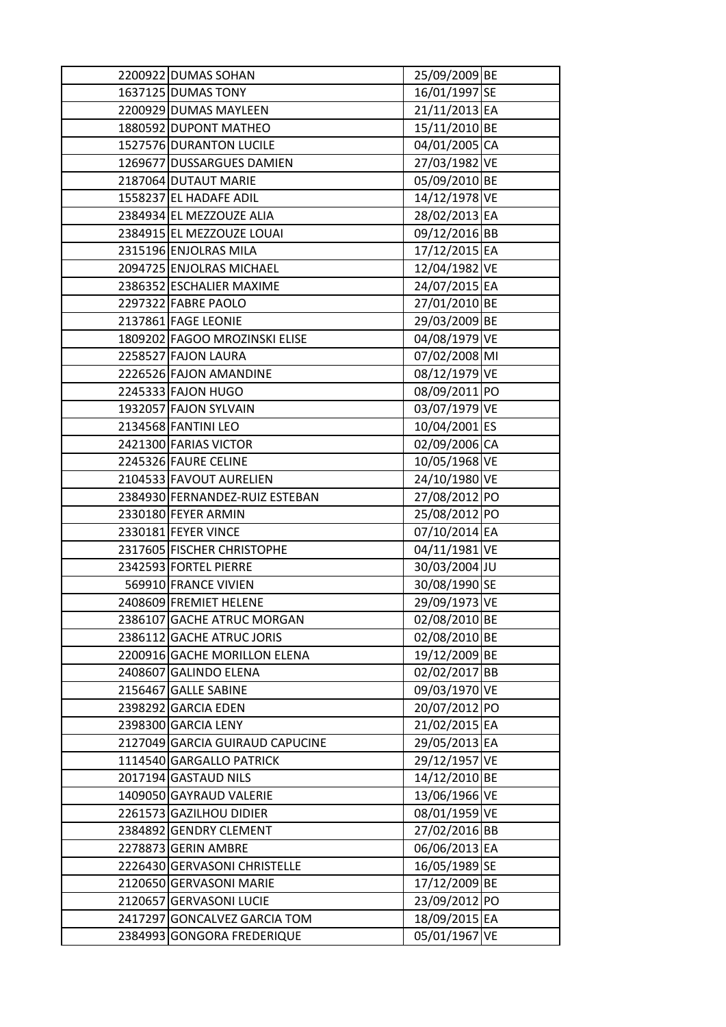| | | | |
|---|---|---|---|
| 2200922 | DUMAS SOHAN | 25/09/2009 | BE |
| 1637125 | DUMAS TONY | 16/01/1997 | SE |
| 2200929 | DUMAS MAYLEEN | 21/11/2013 | EA |
| 1880592 | DUPONT MATHEO | 15/11/2010 | BE |
| 1527576 | DURANTON LUCILE | 04/01/2005 | CA |
| 1269677 | DUSSARGUES DAMIEN | 27/03/1982 | VE |
| 2187064 | DUTAUT MARIE | 05/09/2010 | BE |
| 1558237 | EL HADAFE ADIL | 14/12/1978 | VE |
| 2384934 | EL MEZZOUZE ALIA | 28/02/2013 | EA |
| 2384915 | EL MEZZOUZE LOUAI | 09/12/2016 | BB |
| 2315196 | ENJOLRAS MILA | 17/12/2015 | EA |
| 2094725 | ENJOLRAS MICHAEL | 12/04/1982 | VE |
| 2386352 | ESCHALIER MAXIME | 24/07/2015 | EA |
| 2297322 | FABRE PAOLO | 27/01/2010 | BE |
| 2137861 | FAGE LEONIE | 29/03/2009 | BE |
| 1809202 | FAGOO MROZINSKI ELISE | 04/08/1979 | VE |
| 2258527 | FAJON LAURA | 07/02/2008 | MI |
| 2226526 | FAJON AMANDINE | 08/12/1979 | VE |
| 2245333 | FAJON HUGO | 08/09/2011 | PO |
| 1932057 | FAJON SYLVAIN | 03/07/1979 | VE |
| 2134568 | FANTINI LEO | 10/04/2001 | ES |
| 2421300 | FARIAS VICTOR | 02/09/2006 | CA |
| 2245326 | FAURE CELINE | 10/05/1968 | VE |
| 2104533 | FAVOUT AURELIEN | 24/10/1980 | VE |
| 2384930 | FERNANDEZ-RUIZ ESTEBAN | 27/08/2012 | PO |
| 2330180 | FEYER ARMIN | 25/08/2012 | PO |
| 2330181 | FEYER VINCE | 07/10/2014 | EA |
| 2317605 | FISCHER CHRISTOPHE | 04/11/1981 | VE |
| 2342593 | FORTEL PIERRE | 30/03/2004 | JU |
| 569910 | FRANCE VIVIEN | 30/08/1990 | SE |
| 2408609 | FREMIET HELENE | 29/09/1973 | VE |
| 2386107 | GACHE ATRUC MORGAN | 02/08/2010 | BE |
| 2386112 | GACHE ATRUC JORIS | 02/08/2010 | BE |
| 2200916 | GACHE MORILLON ELENA | 19/12/2009 | BE |
| 2408607 | GALINDO ELENA | 02/02/2017 | BB |
| 2156467 | GALLE SABINE | 09/03/1970 | VE |
| 2398292 | GARCIA EDEN | 20/07/2012 | PO |
| 2398300 | GARCIA LENY | 21/02/2015 | EA |
| 2127049 | GARCIA GUIRAUD CAPUCINE | 29/05/2013 | EA |
| 1114540 | GARGALLO PATRICK | 29/12/1957 | VE |
| 2017194 | GASTAUD NILS | 14/12/2010 | BE |
| 1409050 | GAYRAUD VALERIE | 13/06/1966 | VE |
| 2261573 | GAZILHOU DIDIER | 08/01/1959 | VE |
| 2384892 | GENDRY CLEMENT | 27/02/2016 | BB |
| 2278873 | GERIN AMBRE | 06/06/2013 | EA |
| 2226430 | GERVASONI CHRISTELLE | 16/05/1989 | SE |
| 2120650 | GERVASONI MARIE | 17/12/2009 | BE |
| 2120657 | GERVASONI LUCIE | 23/09/2012 | PO |
| 2417297 | GONCALVEZ GARCIA TOM | 18/09/2015 | EA |
| 2384993 | GONGORA FREDERIQUE | 05/01/1967 | VE |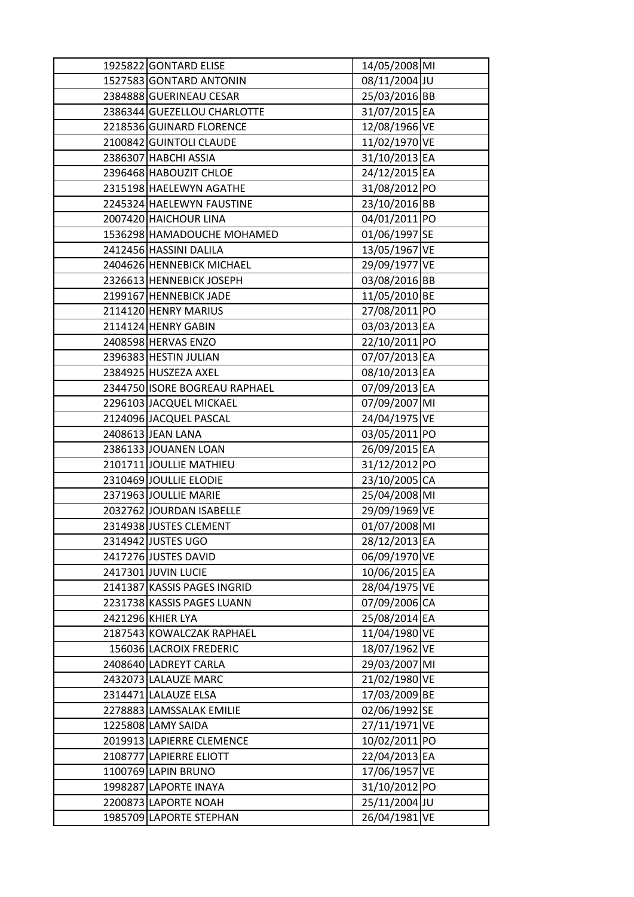|  |  |  |  |
|---|---|---|---|
| 1925822 | GONTARD ELISE | 14/05/2008 | MI |
| 1527583 | GONTARD ANTONIN | 08/11/2004 | JU |
| 2384888 | GUERINEAU CESAR | 25/03/2016 | BB |
| 2386344 | GUEZELLOU CHARLOTTE | 31/07/2015 | EA |
| 2218536 | GUINARD FLORENCE | 12/08/1966 | VE |
| 2100842 | GUINTOLI CLAUDE | 11/02/1970 | VE |
| 2386307 | HABCHI ASSIA | 31/10/2013 | EA |
| 2396468 | HABOUZIT CHLOE | 24/12/2015 | EA |
| 2315198 | HAELEWYN AGATHE | 31/08/2012 | PO |
| 2245324 | HAELEWYN FAUSTINE | 23/10/2016 | BB |
| 2007420 | HAICHOUR LINA | 04/01/2011 | PO |
| 1536298 | HAMADOUCHE MOHAMED | 01/06/1997 | SE |
| 2412456 | HASSINI DALILA | 13/05/1967 | VE |
| 2404626 | HENNEBICK MICHAEL | 29/09/1977 | VE |
| 2326613 | HENNEBICK JOSEPH | 03/08/2016 | BB |
| 2199167 | HENNEBICK JADE | 11/05/2010 | BE |
| 2114120 | HENRY MARIUS | 27/08/2011 | PO |
| 2114124 | HENRY GABIN | 03/03/2013 | EA |
| 2408598 | HERVAS ENZO | 22/10/2011 | PO |
| 2396383 | HESTIN JULIAN | 07/07/2013 | EA |
| 2384925 | HUSZEZA AXEL | 08/10/2013 | EA |
| 2344750 | ISORE BOGREAU RAPHAEL | 07/09/2013 | EA |
| 2296103 | JACQUEL MICKAEL | 07/09/2007 | MI |
| 2124096 | JACQUEL PASCAL | 24/04/1975 | VE |
| 2408613 | JEAN LANA | 03/05/2011 | PO |
| 2386133 | JOUANEN LOAN | 26/09/2015 | EA |
| 2101711 | JOULLIE MATHIEU | 31/12/2012 | PO |
| 2310469 | JOULLIE ELODIE | 23/10/2005 | CA |
| 2371963 | JOULLIE MARIE | 25/04/2008 | MI |
| 2032762 | JOURDAN ISABELLE | 29/09/1969 | VE |
| 2314938 | JUSTES CLEMENT | 01/07/2008 | MI |
| 2314942 | JUSTES UGO | 28/12/2013 | EA |
| 2417276 | JUSTES DAVID | 06/09/1970 | VE |
| 2417301 | JUVIN LUCIE | 10/06/2015 | EA |
| 2141387 | KASSIS PAGES INGRID | 28/04/1975 | VE |
| 2231738 | KASSIS PAGES LUANN | 07/09/2006 | CA |
| 2421296 | KHIER LYA | 25/08/2014 | EA |
| 2187543 | KOWALCZAK RAPHAEL | 11/04/1980 | VE |
| 156036 | LACROIX FREDERIC | 18/07/1962 | VE |
| 2408640 | LADREYT CARLA | 29/03/2007 | MI |
| 2432073 | LALAUZE MARC | 21/02/1980 | VE |
| 2314471 | LALAUZE ELSA | 17/03/2009 | BE |
| 2278883 | LAMSSALAK EMILIE | 02/06/1992 | SE |
| 1225808 | LAMY SAIDA | 27/11/1971 | VE |
| 2019913 | LAPIERRE CLEMENCE | 10/02/2011 | PO |
| 2108777 | LAPIERRE ELIOTT | 22/04/2013 | EA |
| 1100769 | LAPIN BRUNO | 17/06/1957 | VE |
| 1998287 | LAPORTE INAYA | 31/10/2012 | PO |
| 2200873 | LAPORTE NOAH | 25/11/2004 | JU |
| 1985709 | LAPORTE STEPHAN | 26/04/1981 | VE |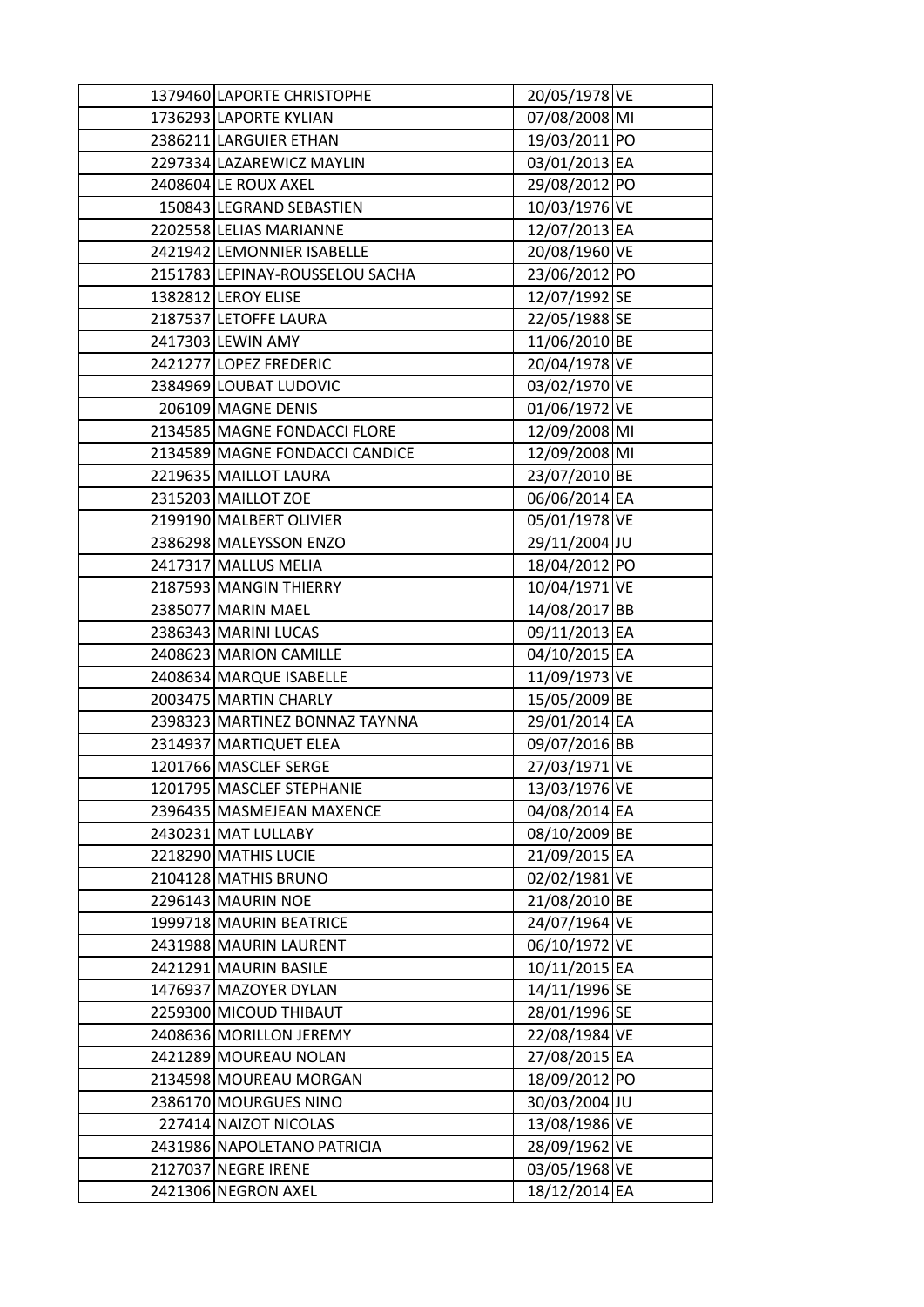| | | | |
|---|---|---|---|
| 1379460 | LAPORTE CHRISTOPHE | 20/05/1978 | VE |
| 1736293 | LAPORTE KYLIAN | 07/08/2008 | MI |
| 2386211 | LARGUIER ETHAN | 19/03/2011 | PO |
| 2297334 | LAZAREWICZ MAYLIN | 03/01/2013 | EA |
| 2408604 | LE ROUX AXEL | 29/08/2012 | PO |
| 150843 | LEGRAND SEBASTIEN | 10/03/1976 | VE |
| 2202558 | LELIAS MARIANNE | 12/07/2013 | EA |
| 2421942 | LEMONNIER ISABELLE | 20/08/1960 | VE |
| 2151783 | LEPINAY-ROUSSELOU SACHA | 23/06/2012 | PO |
| 1382812 | LEROY ELISE | 12/07/1992 | SE |
| 2187537 | LETOFFE LAURA | 22/05/1988 | SE |
| 2417303 | LEWIN AMY | 11/06/2010 | BE |
| 2421277 | LOPEZ FREDERIC | 20/04/1978 | VE |
| 2384969 | LOUBAT LUDOVIC | 03/02/1970 | VE |
| 206109 | MAGNE DENIS | 01/06/1972 | VE |
| 2134585 | MAGNE FONDACCI FLORE | 12/09/2008 | MI |
| 2134589 | MAGNE FONDACCI CANDICE | 12/09/2008 | MI |
| 2219635 | MAILLOT LAURA | 23/07/2010 | BE |
| 2315203 | MAILLOT ZOE | 06/06/2014 | EA |
| 2199190 | MALBERT OLIVIER | 05/01/1978 | VE |
| 2386298 | MALEYSSON ENZO | 29/11/2004 | JU |
| 2417317 | MALLUS MELIA | 18/04/2012 | PO |
| 2187593 | MANGIN THIERRY | 10/04/1971 | VE |
| 2385077 | MARIN MAEL | 14/08/2017 | BB |
| 2386343 | MARINI LUCAS | 09/11/2013 | EA |
| 2408623 | MARION CAMILLE | 04/10/2015 | EA |
| 2408634 | MARQUE ISABELLE | 11/09/1973 | VE |
| 2003475 | MARTIN CHARLY | 15/05/2009 | BE |
| 2398323 | MARTINEZ BONNAZ TAYNNA | 29/01/2014 | EA |
| 2314937 | MARTIQUET ELEA | 09/07/2016 | BB |
| 1201766 | MASCLEF SERGE | 27/03/1971 | VE |
| 1201795 | MASCLEF STEPHANIE | 13/03/1976 | VE |
| 2396435 | MASMEJEAN MAXENCE | 04/08/2014 | EA |
| 2430231 | MAT LULLABY | 08/10/2009 | BE |
| 2218290 | MATHIS LUCIE | 21/09/2015 | EA |
| 2104128 | MATHIS BRUNO | 02/02/1981 | VE |
| 2296143 | MAURIN NOE | 21/08/2010 | BE |
| 1999718 | MAURIN BEATRICE | 24/07/1964 | VE |
| 2431988 | MAURIN LAURENT | 06/10/1972 | VE |
| 2421291 | MAURIN BASILE | 10/11/2015 | EA |
| 1476937 | MAZOYER DYLAN | 14/11/1996 | SE |
| 2259300 | MICOUD THIBAUT | 28/01/1996 | SE |
| 2408636 | MORILLON JEREMY | 22/08/1984 | VE |
| 2421289 | MOUREAU NOLAN | 27/08/2015 | EA |
| 2134598 | MOUREAU MORGAN | 18/09/2012 | PO |
| 2386170 | MOURGUES NINO | 30/03/2004 | JU |
| 227414 | NAIZOT NICOLAS | 13/08/1986 | VE |
| 2431986 | NAPOLETANO PATRICIA | 28/09/1962 | VE |
| 2127037 | NEGRE IRENE | 03/05/1968 | VE |
| 2421306 | NEGRON AXEL | 18/12/2014 | EA |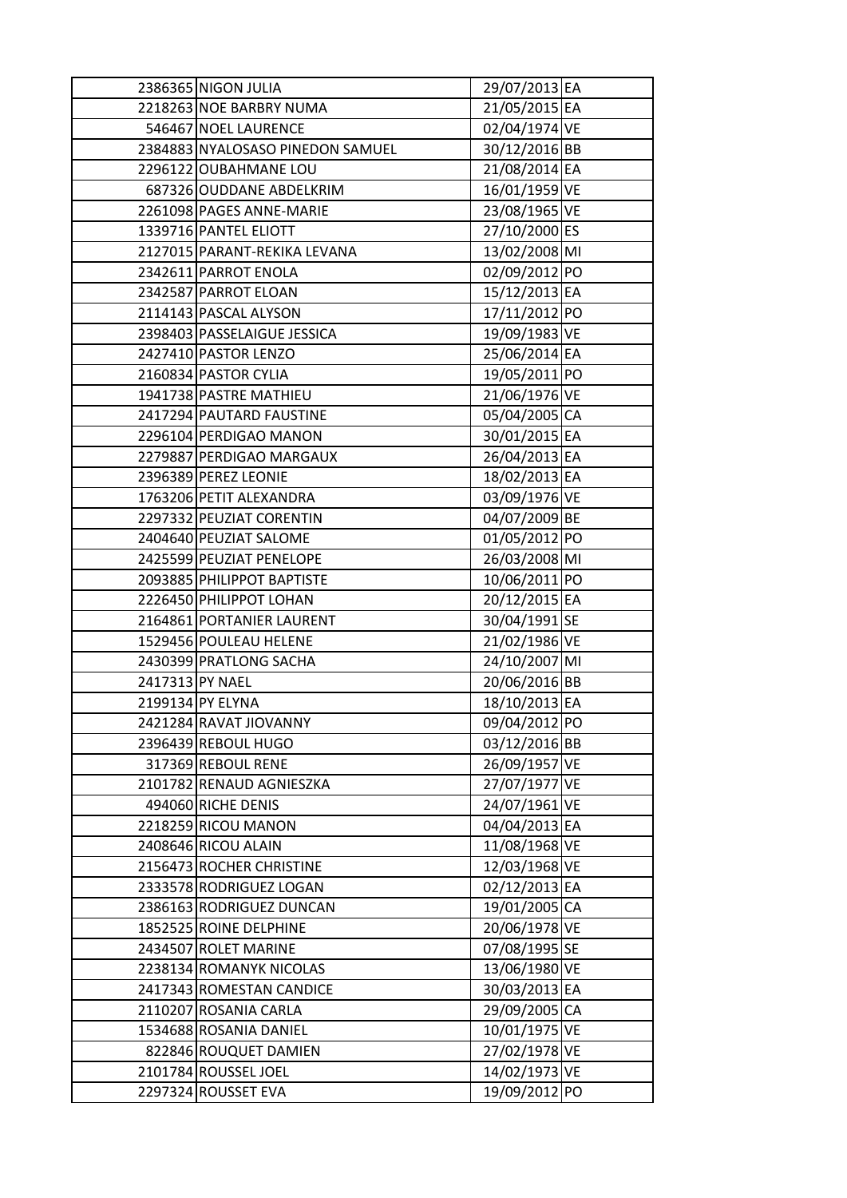| | | | | |
|---|---|---|---|---|
| | 2386365 | NIGON JULIA | 29/07/2013 | EA |
| | 2218263 | NOE BARBRY NUMA | 21/05/2015 | EA |
| | 546467 | NOEL LAURENCE | 02/04/1974 | VE |
| | 2384883 | NYALOSASO PINEDON SAMUEL | 30/12/2016 | BB |
| | 2296122 | OUBAHMANE LOU | 21/08/2014 | EA |
| | 687326 | OUDDANE ABDELKRIM | 16/01/1959 | VE |
| | 2261098 | PAGES ANNE-MARIE | 23/08/1965 | VE |
| | 1339716 | PANTEL ELIOTT | 27/10/2000 | ES |
| | 2127015 | PARANT-REKIKA LEVANA | 13/02/2008 | MI |
| | 2342611 | PARROT ENOLA | 02/09/2012 | PO |
| | 2342587 | PARROT ELOAN | 15/12/2013 | EA |
| | 2114143 | PASCAL ALYSON | 17/11/2012 | PO |
| | 2398403 | PASSELAIGUE JESSICA | 19/09/1983 | VE |
| | 2427410 | PASTOR LENZO | 25/06/2014 | EA |
| | 2160834 | PASTOR CYLIA | 19/05/2011 | PO |
| | 1941738 | PASTRE MATHIEU | 21/06/1976 | VE |
| | 2417294 | PAUTARD FAUSTINE | 05/04/2005 | CA |
| | 2296104 | PERDIGAO MANON | 30/01/2015 | EA |
| | 2279887 | PERDIGAO MARGAUX | 26/04/2013 | EA |
| | 2396389 | PEREZ LEONIE | 18/02/2013 | EA |
| | 1763206 | PETIT ALEXANDRA | 03/09/1976 | VE |
| | 2297332 | PEUZIAT CORENTIN | 04/07/2009 | BE |
| | 2404640 | PEUZIAT SALOME | 01/05/2012 | PO |
| | 2425599 | PEUZIAT PENELOPE | 26/03/2008 | MI |
| | 2093885 | PHILIPPOT BAPTISTE | 10/06/2011 | PO |
| | 2226450 | PHILIPPOT LOHAN | 20/12/2015 | EA |
| | 2164861 | PORTANIER LAURENT | 30/04/1991 | SE |
| | 1529456 | POULEAU HELENE | 21/02/1986 | VE |
| | 2430399 | PRATLONG SACHA | 24/10/2007 | MI |
| | 2417313 | PY NAEL | 20/06/2016 | BB |
| | 2199134 | PY ELYNA | 18/10/2013 | EA |
| | 2421284 | RAVAT JIOVANNY | 09/04/2012 | PO |
| | 2396439 | REBOUL HUGO | 03/12/2016 | BB |
| | 317369 | REBOUL RENE | 26/09/1957 | VE |
| | 2101782 | RENAUD AGNIESZKA | 27/07/1977 | VE |
| | 494060 | RICHE DENIS | 24/07/1961 | VE |
| | 2218259 | RICOU MANON | 04/04/2013 | EA |
| | 2408646 | RICOU ALAIN | 11/08/1968 | VE |
| | 2156473 | ROCHER CHRISTINE | 12/03/1968 | VE |
| | 2333578 | RODRIGUEZ LOGAN | 02/12/2013 | EA |
| | 2386163 | RODRIGUEZ DUNCAN | 19/01/2005 | CA |
| | 1852525 | ROINE DELPHINE | 20/06/1978 | VE |
| | 2434507 | ROLET MARINE | 07/08/1995 | SE |
| | 2238134 | ROMANYK NICOLAS | 13/06/1980 | VE |
| | 2417343 | ROMESTAN CANDICE | 30/03/2013 | EA |
| | 2110207 | ROSANIA CARLA | 29/09/2005 | CA |
| | 1534688 | ROSANIA DANIEL | 10/01/1975 | VE |
| | 822846 | ROUQUET DAMIEN | 27/02/1978 | VE |
| | 2101784 | ROUSSEL JOEL | 14/02/1973 | VE |
| | 2297324 | ROUSSET EVA | 19/09/2012 | PO |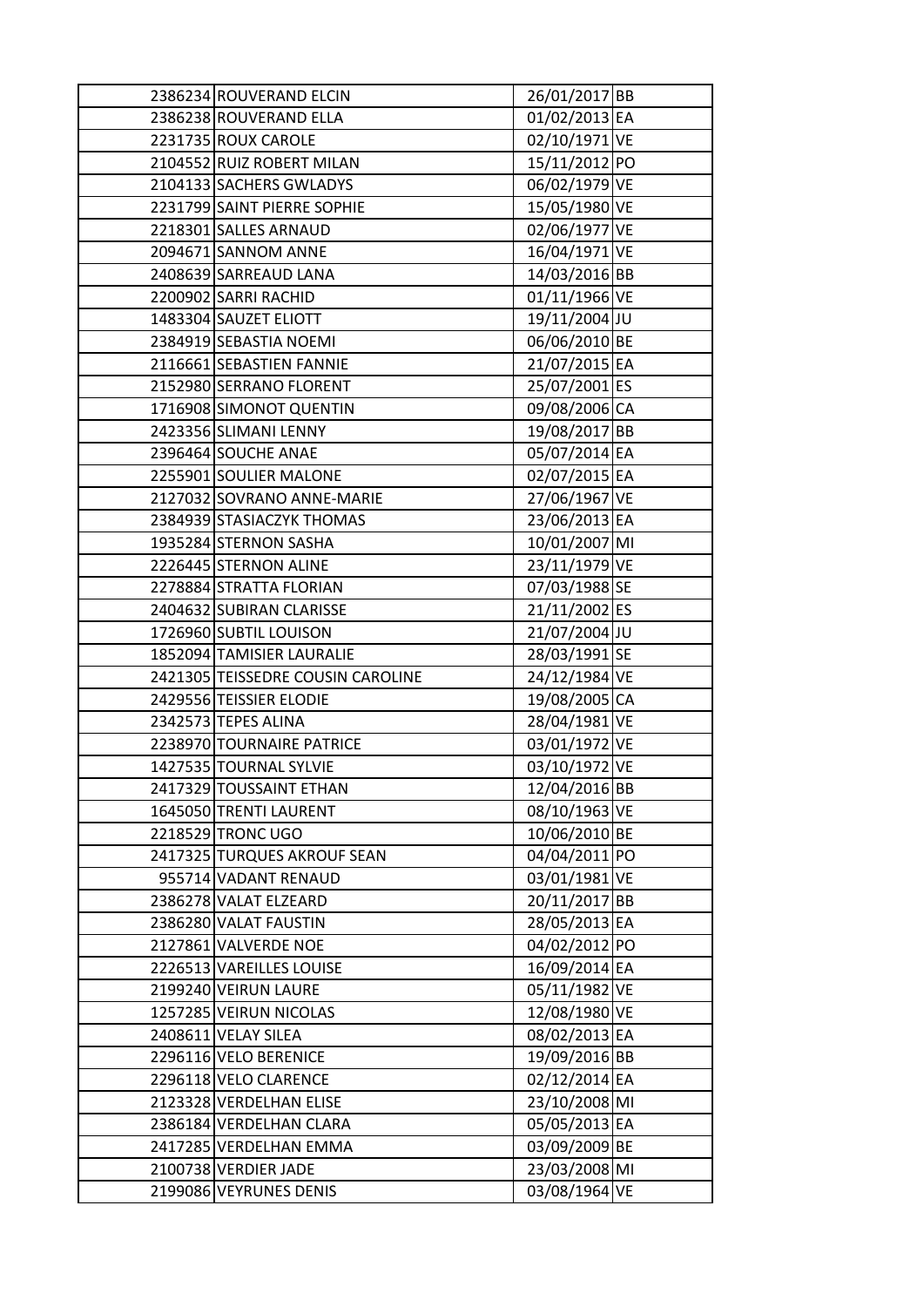| | | | |
|---|---|---|---|
| 2386234 | ROUVERAND ELCIN | 26/01/2017 | BB |
| 2386238 | ROUVERAND ELLA | 01/02/2013 | EA |
| 2231735 | ROUX CAROLE | 02/10/1971 | VE |
| 2104552 | RUIZ ROBERT MILAN | 15/11/2012 | PO |
| 2104133 | SACHERS GWLADYS | 06/02/1979 | VE |
| 2231799 | SAINT PIERRE SOPHIE | 15/05/1980 | VE |
| 2218301 | SALLES ARNAUD | 02/06/1977 | VE |
| 2094671 | SANNOM ANNE | 16/04/1971 | VE |
| 2408639 | SARREAUD LANA | 14/03/2016 | BB |
| 2200902 | SARRI RACHID | 01/11/1966 | VE |
| 1483304 | SAUZET ELIOTT | 19/11/2004 | JU |
| 2384919 | SEBASTIA NOEMI | 06/06/2010 | BE |
| 2116661 | SEBASTIEN FANNIE | 21/07/2015 | EA |
| 2152980 | SERRANO FLORENT | 25/07/2001 | ES |
| 1716908 | SIMONOT QUENTIN | 09/08/2006 | CA |
| 2423356 | SLIMANI LENNY | 19/08/2017 | BB |
| 2396464 | SOUCHE ANAE | 05/07/2014 | EA |
| 2255901 | SOULIER MALONE | 02/07/2015 | EA |
| 2127032 | SOVRANO ANNE-MARIE | 27/06/1967 | VE |
| 2384939 | STASIACZYK THOMAS | 23/06/2013 | EA |
| 1935284 | STERNON SASHA | 10/01/2007 | MI |
| 2226445 | STERNON ALINE | 23/11/1979 | VE |
| 2278884 | STRATTA FLORIAN | 07/03/1988 | SE |
| 2404632 | SUBIRAN CLARISSE | 21/11/2002 | ES |
| 1726960 | SUBTIL LOUISON | 21/07/2004 | JU |
| 1852094 | TAMISIER LAURALIE | 28/03/1991 | SE |
| 2421305 | TEISSEDRE COUSIN CAROLINE | 24/12/1984 | VE |
| 2429556 | TEISSIER ELODIE | 19/08/2005 | CA |
| 2342573 | TEPES ALINA | 28/04/1981 | VE |
| 2238970 | TOURNAIRE PATRICE | 03/01/1972 | VE |
| 1427535 | TOURNAL SYLVIE | 03/10/1972 | VE |
| 2417329 | TOUSSAINT ETHAN | 12/04/2016 | BB |
| 1645050 | TRENTI LAURENT | 08/10/1963 | VE |
| 2218529 | TRONC UGO | 10/06/2010 | BE |
| 2417325 | TURQUES AKROUF SEAN | 04/04/2011 | PO |
| 955714 | VADANT RENAUD | 03/01/1981 | VE |
| 2386278 | VALAT ELZEARD | 20/11/2017 | BB |
| 2386280 | VALAT FAUSTIN | 28/05/2013 | EA |
| 2127861 | VALVERDE NOE | 04/02/2012 | PO |
| 2226513 | VAREILLES LOUISE | 16/09/2014 | EA |
| 2199240 | VEIRUN LAURE | 05/11/1982 | VE |
| 1257285 | VEIRUN NICOLAS | 12/08/1980 | VE |
| 2408611 | VELAY SILEA | 08/02/2013 | EA |
| 2296116 | VELO BERENICE | 19/09/2016 | BB |
| 2296118 | VELO CLARENCE | 02/12/2014 | EA |
| 2123328 | VERDELHAN ELISE | 23/10/2008 | MI |
| 2386184 | VERDELHAN CLARA | 05/05/2013 | EA |
| 2417285 | VERDELHAN EMMA | 03/09/2009 | BE |
| 2100738 | VERDIER JADE | 23/03/2008 | MI |
| 2199086 | VEYRUNES DENIS | 03/08/1964 | VE |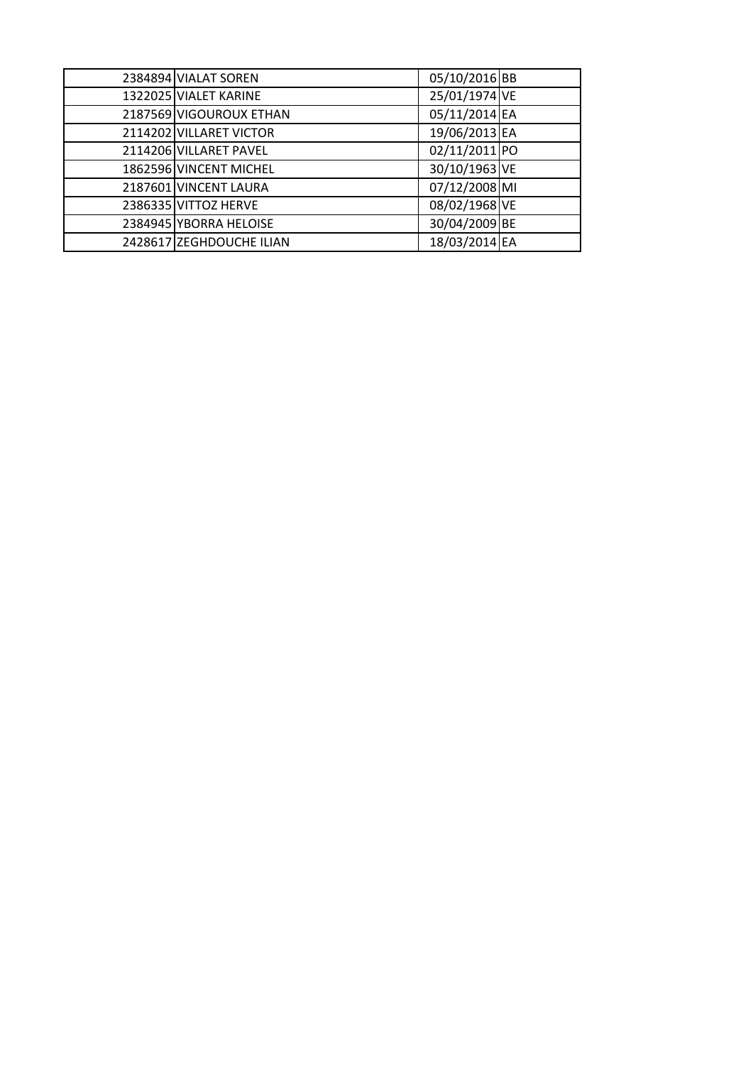| | | | |
|---|---|---|---|
| 2384894 | VIALAT SOREN | 05/10/2016 | BB |
| 1322025 | VIALET KARINE | 25/01/1974 | VE |
| 2187569 | VIGOUROUX ETHAN | 05/11/2014 | EA |
| 2114202 | VILLARET VICTOR | 19/06/2013 | EA |
| 2114206 | VILLARET PAVEL | 02/11/2011 | PO |
| 1862596 | VINCENT MICHEL | 30/10/1963 | VE |
| 2187601 | VINCENT LAURA | 07/12/2008 | MI |
| 2386335 | VITTOZ HERVE | 08/02/1968 | VE |
| 2384945 | YBORRA HELOISE | 30/04/2009 | BE |
| 2428617 | ZEGHDOUCHE ILIAN | 18/03/2014 | EA |